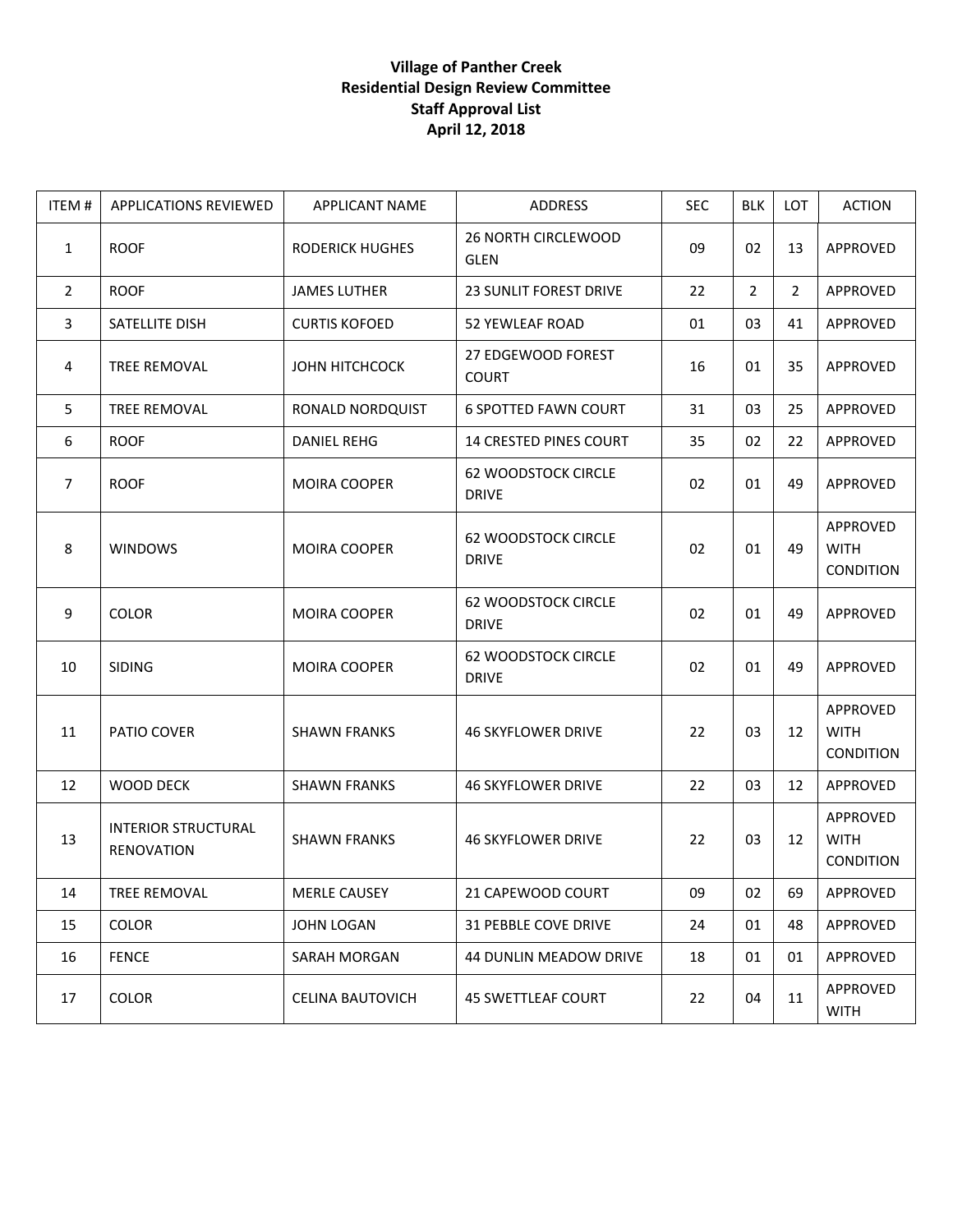**Village of Panther Creek**
**Residential Design Review Committee**
**Staff Approval List**
**April 12, 2018**

| ITEM # | APPLICATIONS REVIEWED | APPLICANT NAME | ADDRESS | SEC | BLK | LOT | ACTION |
|---|---|---|---|---|---|---|---|
| 1 | ROOF | RODERICK HUGHES | 26 NORTH CIRCLEWOOD GLEN | 09 | 02 | 13 | APPROVED |
| 2 | ROOF | JAMES LUTHER | 23 SUNLIT FOREST DRIVE | 22 | 2 | 2 | APPROVED |
| 3 | SATELLITE DISH | CURTIS KOFOED | 52 YEWLEAF ROAD | 01 | 03 | 41 | APPROVED |
| 4 | TREE REMOVAL | JOHN HITCHCOCK | 27 EDGEWOOD FOREST COURT | 16 | 01 | 35 | APPROVED |
| 5 | TREE REMOVAL | RONALD NORDQUIST | 6 SPOTTED FAWN COURT | 31 | 03 | 25 | APPROVED |
| 6 | ROOF | DANIEL REHG | 14 CRESTED PINES COURT | 35 | 02 | 22 | APPROVED |
| 7 | ROOF | MOIRA COOPER | 62 WOODSTOCK CIRCLE DRIVE | 02 | 01 | 49 | APPROVED |
| 8 | WINDOWS | MOIRA COOPER | 62 WOODSTOCK CIRCLE DRIVE | 02 | 01 | 49 | APPROVED WITH CONDITION |
| 9 | COLOR | MOIRA COOPER | 62 WOODSTOCK CIRCLE DRIVE | 02 | 01 | 49 | APPROVED |
| 10 | SIDING | MOIRA COOPER | 62 WOODSTOCK CIRCLE DRIVE | 02 | 01 | 49 | APPROVED |
| 11 | PATIO COVER | SHAWN FRANKS | 46 SKYFLOWER DRIVE | 22 | 03 | 12 | APPROVED WITH CONDITION |
| 12 | WOOD DECK | SHAWN FRANKS | 46 SKYFLOWER DRIVE | 22 | 03 | 12 | APPROVED |
| 13 | INTERIOR STRUCTURAL RENOVATION | SHAWN FRANKS | 46 SKYFLOWER DRIVE | 22 | 03 | 12 | APPROVED WITH CONDITION |
| 14 | TREE REMOVAL | MERLE CAUSEY | 21 CAPEWOOD COURT | 09 | 02 | 69 | APPROVED |
| 15 | COLOR | JOHN LOGAN | 31 PEBBLE COVE DRIVE | 24 | 01 | 48 | APPROVED |
| 16 | FENCE | SARAH MORGAN | 44 DUNLIN MEADOW DRIVE | 18 | 01 | 01 | APPROVED |
| 17 | COLOR | CELINA BAUTOVICH | 45 SWETTLEAF COURT | 22 | 04 | 11 | APPROVED WITH |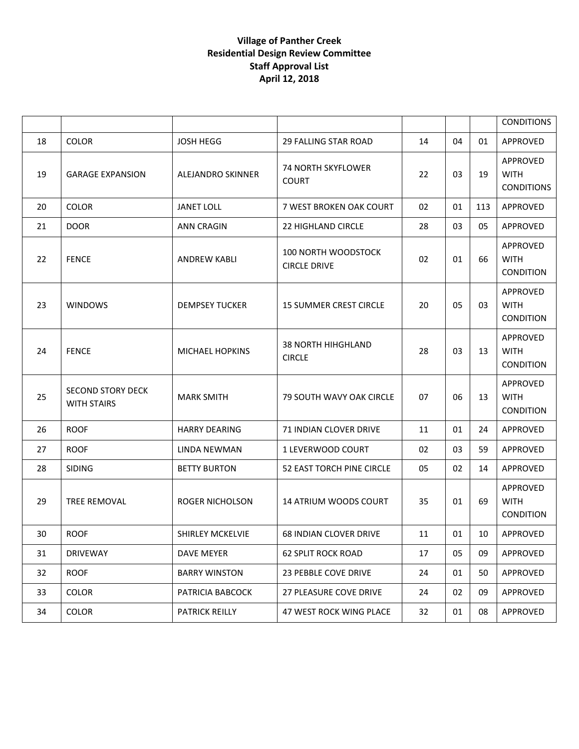**Village of Panther Creek**
**Residential Design Review Committee**
**Staff Approval List**
**April 12, 2018**

| | | | | | | | |
|---|---|---|---|---|---|---|---|
| | | | | | | | CONDITIONS |
| 18 | COLOR | JOSH HEGG | 29 FALLING STAR ROAD | 14 | 04 | 01 | APPROVED |
| 19 | GARAGE EXPANSION | ALEJANDRO SKINNER | 74 NORTH SKYFLOWER COURT | 22 | 03 | 19 | APPROVED WITH CONDITIONS |
| 20 | COLOR | JANET LOLL | 7 WEST BROKEN OAK COURT | 02 | 01 | 113 | APPROVED |
| 21 | DOOR | ANN CRAGIN | 22 HIGHLAND CIRCLE | 28 | 03 | 05 | APPROVED |
| 22 | FENCE | ANDREW KABLI | 100 NORTH WOODSTOCK CIRCLE DRIVE | 02 | 01 | 66 | APPROVED WITH CONDITION |
| 23 | WINDOWS | DEMPSEY TUCKER | 15 SUMMER CREST CIRCLE | 20 | 05 | 03 | APPROVED WITH CONDITION |
| 24 | FENCE | MICHAEL HOPKINS | 38 NORTH HIHGHLAND CIRCLE | 28 | 03 | 13 | APPROVED WITH CONDITION |
| 25 | SECOND STORY DECK WITH STAIRS | MARK SMITH | 79 SOUTH WAVY OAK CIRCLE | 07 | 06 | 13 | APPROVED WITH CONDITION |
| 26 | ROOF | HARRY DEARING | 71 INDIAN CLOVER DRIVE | 11 | 01 | 24 | APPROVED |
| 27 | ROOF | LINDA NEWMAN | 1 LEVERWOOD COURT | 02 | 03 | 59 | APPROVED |
| 28 | SIDING | BETTY BURTON | 52 EAST TORCH PINE CIRCLE | 05 | 02 | 14 | APPROVED |
| 29 | TREE REMOVAL | ROGER NICHOLSON | 14 ATRIUM WOODS COURT | 35 | 01 | 69 | APPROVED WITH CONDITION |
| 30 | ROOF | SHIRLEY MCKELVIE | 68 INDIAN CLOVER DRIVE | 11 | 01 | 10 | APPROVED |
| 31 | DRIVEWAY | DAVE MEYER | 62 SPLIT ROCK ROAD | 17 | 05 | 09 | APPROVED |
| 32 | ROOF | BARRY WINSTON | 23 PEBBLE COVE DRIVE | 24 | 01 | 50 | APPROVED |
| 33 | COLOR | PATRICIA BABCOCK | 27 PLEASURE COVE DRIVE | 24 | 02 | 09 | APPROVED |
| 34 | COLOR | PATRICK REILLY | 47 WEST ROCK WING PLACE | 32 | 01 | 08 | APPROVED |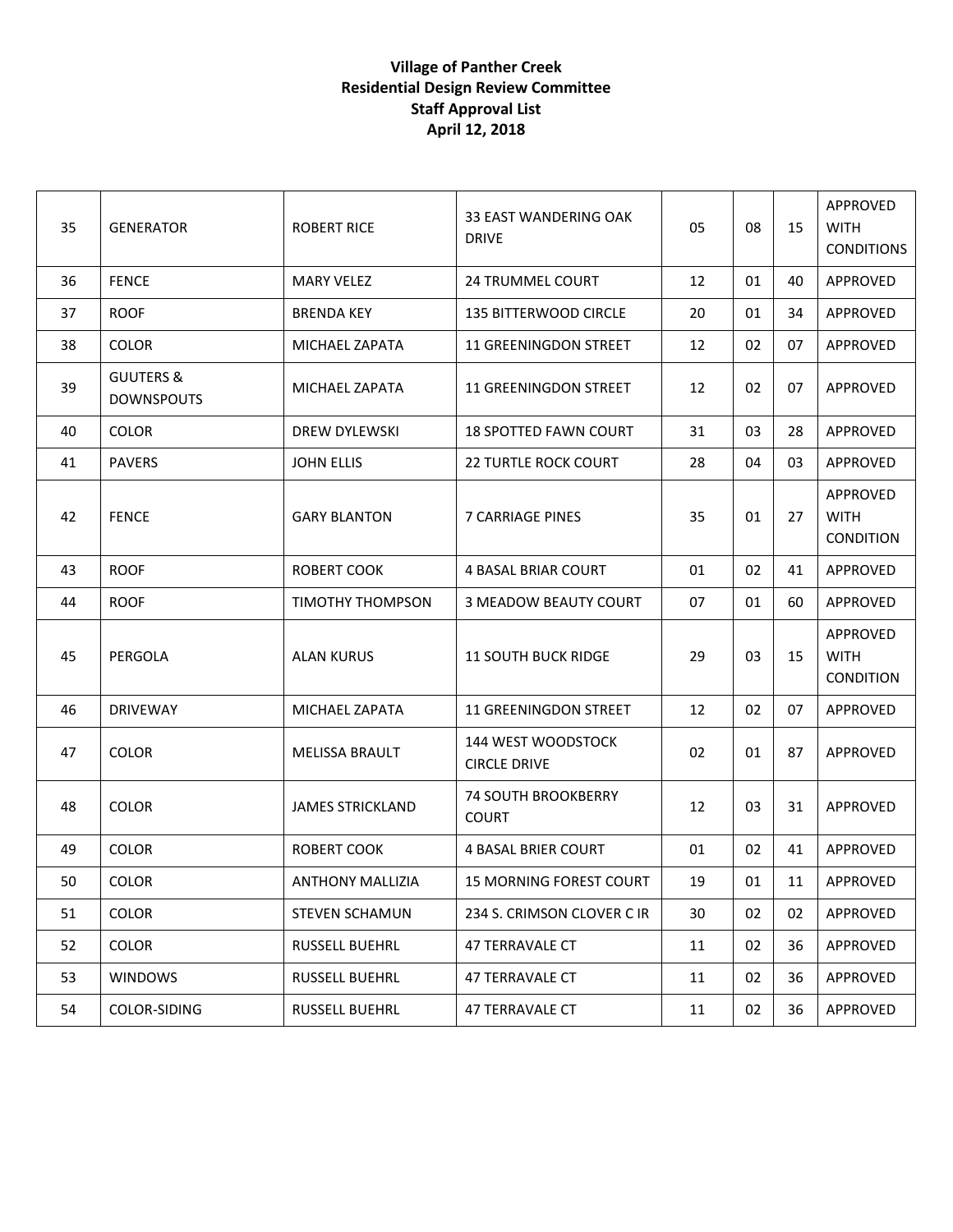**Village of Panther Creek**
**Residential Design Review Committee**
**Staff Approval List**
**April 12, 2018**

| | | | | | | | |
|---|---|---|---|---|---|---|---|
| 35 | GENERATOR | ROBERT RICE | 33 EAST WANDERING OAK DRIVE | 05 | 08 | 15 | APPROVED WITH CONDITIONS |
| 36 | FENCE | MARY VELEZ | 24 TRUMMEL COURT | 12 | 01 | 40 | APPROVED |
| 37 | ROOF | BRENDA KEY | 135 BITTERWOOD CIRCLE | 20 | 01 | 34 | APPROVED |
| 38 | COLOR | MICHAEL ZAPATA | 11 GREENINGDON STREET | 12 | 02 | 07 | APPROVED |
| 39 | GUUTERS & DOWNSPOUTS | MICHAEL ZAPATA | 11 GREENINGDON STREET | 12 | 02 | 07 | APPROVED |
| 40 | COLOR | DREW DYLEWSKI | 18 SPOTTED FAWN COURT | 31 | 03 | 28 | APPROVED |
| 41 | PAVERS | JOHN ELLIS | 22 TURTLE ROCK COURT | 28 | 04 | 03 | APPROVED |
| 42 | FENCE | GARY BLANTON | 7 CARRIAGE PINES | 35 | 01 | 27 | APPROVED WITH CONDITION |
| 43 | ROOF | ROBERT COOK | 4 BASAL BRIAR COURT | 01 | 02 | 41 | APPROVED |
| 44 | ROOF | TIMOTHY THOMPSON | 3 MEADOW BEAUTY COURT | 07 | 01 | 60 | APPROVED |
| 45 | PERGOLA | ALAN KURUS | 11 SOUTH BUCK RIDGE | 29 | 03 | 15 | APPROVED WITH CONDITION |
| 46 | DRIVEWAY | MICHAEL ZAPATA | 11 GREENINGDON STREET | 12 | 02 | 07 | APPROVED |
| 47 | COLOR | MELISSA BRAULT | 144 WEST WOODSTOCK CIRCLE DRIVE | 02 | 01 | 87 | APPROVED |
| 48 | COLOR | JAMES STRICKLAND | 74 SOUTH BROOKBERRY COURT | 12 | 03 | 31 | APPROVED |
| 49 | COLOR | ROBERT COOK | 4 BASAL BRIER COURT | 01 | 02 | 41 | APPROVED |
| 50 | COLOR | ANTHONY MALLIZIA | 15 MORNING FOREST COURT | 19 | 01 | 11 | APPROVED |
| 51 | COLOR | STEVEN SCHAMUN | 234 S. CRIMSON CLOVER C IR | 30 | 02 | 02 | APPROVED |
| 52 | COLOR | RUSSELL BUEHRL | 47 TERRAVALE CT | 11 | 02 | 36 | APPROVED |
| 53 | WINDOWS | RUSSELL BUEHRL | 47 TERRAVALE CT | 11 | 02 | 36 | APPROVED |
| 54 | COLOR-SIDING | RUSSELL BUEHRL | 47 TERRAVALE CT | 11 | 02 | 36 | APPROVED |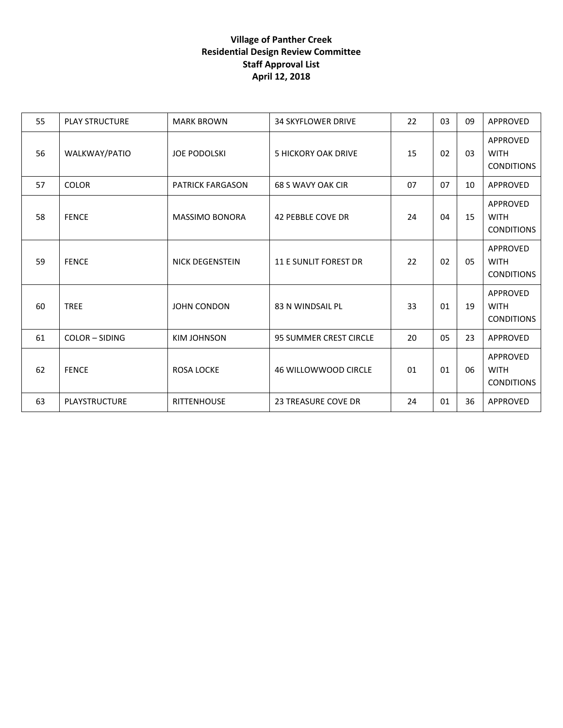**Village of Panther Creek**
**Residential Design Review Committee**
**Staff Approval List**
**April 12, 2018**

| | | | | | | | |
|---|---|---|---|---|---|---|---|
| 55 | PLAY STRUCTURE | MARK BROWN | 34 SKYFLOWER DRIVE | 22 | 03 | 09 | APPROVED |
| 56 | WALKWAY/PATIO | JOE PODOLSKI | 5 HICKORY OAK DRIVE | 15 | 02 | 03 | APPROVED WITH CONDITIONS |
| 57 | COLOR | PATRICK FARGASON | 68 S WAVY OAK CIR | 07 | 07 | 10 | APPROVED |
| 58 | FENCE | MASSIMO BONORA | 42 PEBBLE COVE DR | 24 | 04 | 15 | APPROVED WITH CONDITIONS |
| 59 | FENCE | NICK DEGENSTEIN | 11 E SUNLIT FOREST DR | 22 | 02 | 05 | APPROVED WITH CONDITIONS |
| 60 | TREE | JOHN CONDON | 83 N WINDSAIL PL | 33 | 01 | 19 | APPROVED WITH CONDITIONS |
| 61 | COLOR – SIDING | KIM JOHNSON | 95 SUMMER CREST CIRCLE | 20 | 05 | 23 | APPROVED |
| 62 | FENCE | ROSA LOCKE | 46 WILLOWWOOD CIRCLE | 01 | 01 | 06 | APPROVED WITH CONDITIONS |
| 63 | PLAYSTRUCTURE | RITTENHOUSE | 23 TREASURE COVE DR | 24 | 01 | 36 | APPROVED |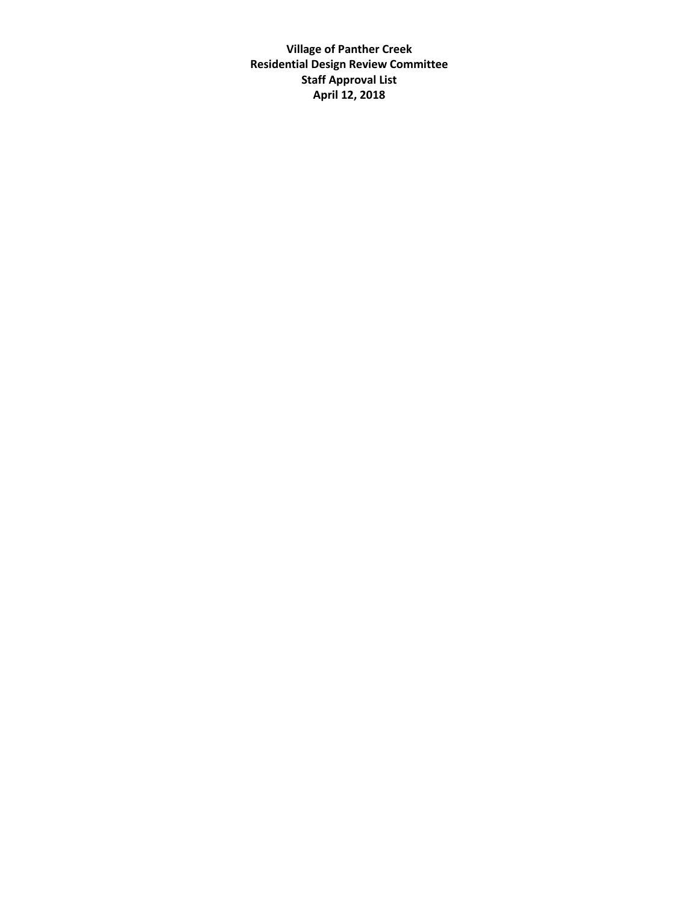**Village of Panther Creek**
**Residential Design Review Committee**
**Staff Approval List**
**April 12, 2018**